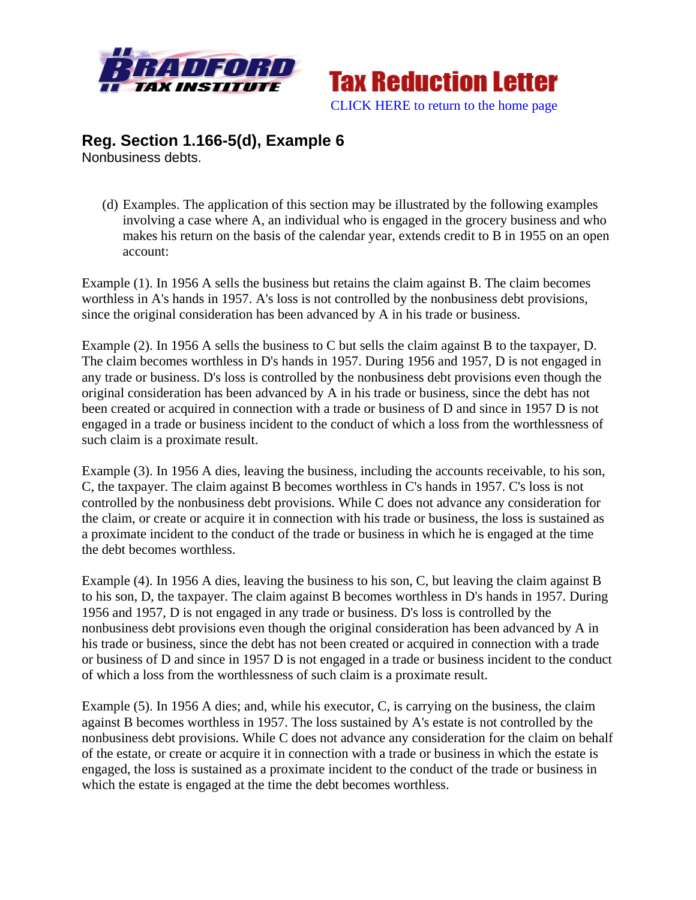**Tax Reduction Letter**

CLICK HERE to return to the home page

## Reg. Section 1.166-5(d), Example 6

Nonbusiness debts.

(d) Examples. The application of this section may be illustrated by the following examples involving a case where A, an individual who is engaged in the grocery business and who makes his return on the basis of the calendar year, extends credit to B in 1955 on an open account:

Example (1). In 1956 A sells the business but retains the claim against B. The claim becomes worthless in A's hands in 1957. A's loss is not controlled by the nonbusiness debt provisions, since the original consideration has been advanced by A in his trade or business.

Example (2). In 1956 A sells the business to C but sells the claim against B to the taxpayer, D. The claim becomes worthless in D's hands in 1957. During 1956 and 1957, D is not engaged in any trade or business. D's loss is controlled by the nonbusiness debt provisions even though the original consideration has been advanced by A in his trade or business, since the debt has not been created or acquired in connection with a trade or business of D and since in 1957 D is not engaged in a trade or business incident to the conduct of which a loss from the worthlessness of such claim is a proximate result.

Example (3). In 1956 A dies, leaving the business, including the accounts receivable, to his son, C, the taxpayer. The claim against B becomes worthless in C's hands in 1957. C's loss is not controlled by the nonbusiness debt provisions. While C does not advance any consideration for the claim, or create or acquire it in connection with his trade or business, the loss is sustained as a proximate incident to the conduct of the trade or business in which he is engaged at the time the debt becomes worthless.

Example (4). In 1956 A dies, leaving the business to his son, C, but leaving the claim against B to his son, D, the taxpayer. The claim against B becomes worthless in D's hands in 1957. During 1956 and 1957, D is not engaged in any trade or business. D's loss is controlled by the nonbusiness debt provisions even though the original consideration has been advanced by A in his trade or business, since the debt has not been created or acquired in connection with a trade or business of D and since in 1957 D is not engaged in a trade or business incident to the conduct of which a loss from the worthlessness of such claim is a proximate result.

Example (5). In 1956 A dies; and, while his executor, C, is carrying on the business, the claim against B becomes worthless in 1957. The loss sustained by A's estate is not controlled by the nonbusiness debt provisions. While C does not advance any consideration for the claim on behalf of the estate, or create or acquire it in connection with a trade or business in which the estate is engaged, the loss is sustained as a proximate incident to the conduct of the trade or business in which the estate is engaged at the time the debt becomes worthless.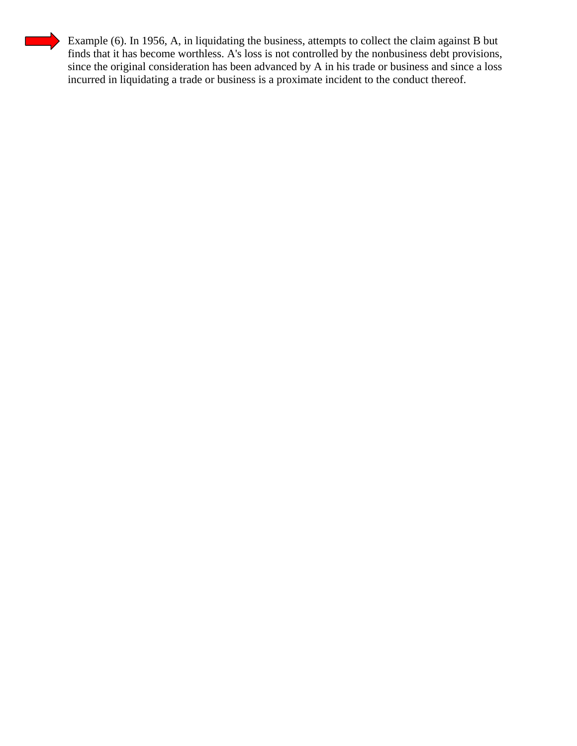Example (6). In 1956, A, in liquidating the business, attempts to collect the claim against B but finds that it has become worthless. A's loss is not controlled by the nonbusiness debt provisions, since the original consideration has been advanced by A in his trade or business and since a loss incurred in liquidating a trade or business is a proximate incident to the conduct thereof.